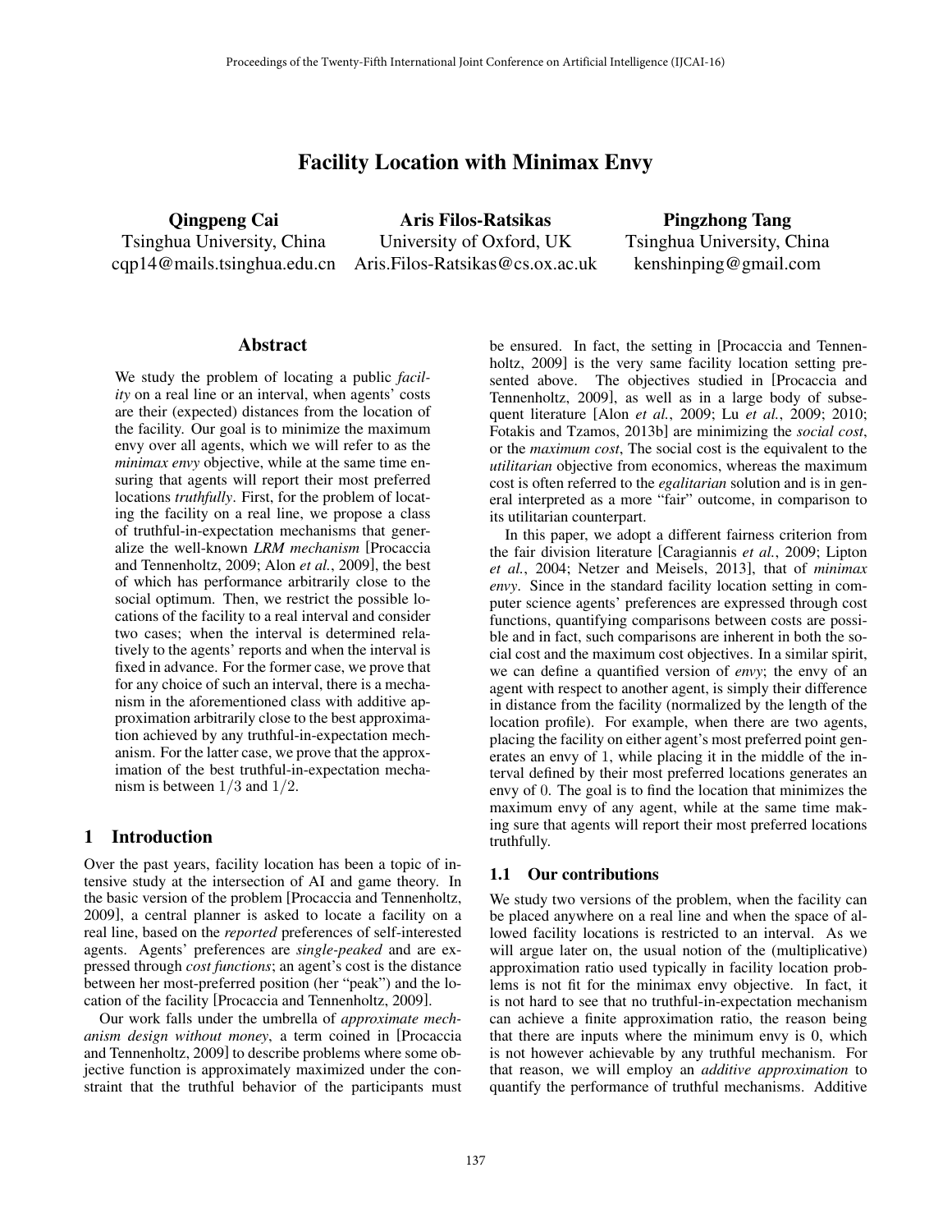# Facility Location with Minimax Envy

**Qingpeng Cai**
Tsinghua University, China
cqp14@mails.tsinghua.edu.cn

**Aris Filos-Ratsikas**
University of Oxford, UK
Aris.Filos-Ratsikas@cs.ox.ac.uk

**Pingzhong Tang**
Tsinghua University, China
kenshinping@gmail.com

## Abstract

We study the problem of locating a public *facility* on a real line or an interval, when agents' costs are their (expected) distances from the location of the facility. Our goal is to minimize the maximum envy over all agents, which we will refer to as the *minimax envy* objective, while at the same time ensuring that agents will report their most preferred locations *truthfully*. First, for the problem of locating the facility on a real line, we propose a class of truthful-in-expectation mechanisms that generalize the well-known *LRM mechanism* [Procaccia and Tennenholtz, 2009; Alon *et al.*, 2009], the best of which has performance arbitrarily close to the social optimum. Then, we restrict the possible locations of the facility to a real interval and consider two cases; when the interval is determined relatively to the agents' reports and when the interval is fixed in advance. For the former case, we prove that for any choice of such an interval, there is a mechanism in the aforementioned class with additive approximation arbitrarily close to the best approximation achieved by any truthful-in-expectation mechanism. For the latter case, we prove that the approximation of the best truthful-in-expectation mechanism is between $1/3$ and $1/2$.

## 1 Introduction

Over the past years, facility location has been a topic of intensive study at the intersection of AI and game theory. In the basic version of the problem [Procaccia and Tennenholtz, 2009], a central planner is asked to locate a facility on a real line, based on the *reported* preferences of self-interested agents. Agents' preferences are *single-peaked* and are expressed through *cost functions*; an agent's cost is the distance between her most-preferred position (her "peak") and the location of the facility [Procaccia and Tennenholtz, 2009].

Our work falls under the umbrella of *approximate mechanism design without money*, a term coined in [Procaccia and Tennenholtz, 2009] to describe problems where some objective function is approximately maximized under the constraint that the truthful behavior of the participants must be ensured. In fact, the setting in [Procaccia and Tennenholtz, 2009] is the very same facility location setting presented above. The objectives studied in [Procaccia and Tennenholtz, 2009], as well as in a large body of subsequent literature [Alon *et al.*, 2009; Lu *et al.*, 2009; 2010; Fotakis and Tzamos, 2013b] are minimizing the *social cost*, or the *maximum cost*, The social cost is the equivalent to the *utilitarian* objective from economics, whereas the maximum cost is often referred to the *egalitarian* solution and is in general interpreted as a more "fair" outcome, in comparison to its utilitarian counterpart.

In this paper, we adopt a different fairness criterion from the fair division literature [Caragiannis *et al.*, 2009; Lipton *et al.*, 2004; Netzer and Meisels, 2013], that of *minimax envy*. Since in the standard facility location setting in computer science agents' preferences are expressed through cost functions, quantifying comparisons between costs are possible and in fact, such comparisons are inherent in both the social cost and the maximum cost objectives. In a similar spirit, we can define a quantified version of *envy*; the envy of an agent with respect to another agent, is simply their difference in distance from the facility (normalized by the length of the location profile). For example, when there are two agents, placing the facility on either agent's most preferred point generates an envy of 1, while placing it in the middle of the interval defined by their most preferred locations generates an envy of 0. The goal is to find the location that minimizes the maximum envy of any agent, while at the same time making sure that agents will report their most preferred locations truthfully.

### 1.1 Our contributions

We study two versions of the problem, when the facility can be placed anywhere on a real line and when the space of allowed facility locations is restricted to an interval. As we will argue later on, the usual notion of the (multiplicative) approximation ratio used typically in facility location problems is not fit for the minimax envy objective. In fact, it is not hard to see that no truthful-in-expectation mechanism can achieve a finite approximation ratio, the reason being that there are inputs where the minimum envy is 0, which is not however achievable by any truthful mechanism. For that reason, we will employ an *additive approximation* to quantify the performance of truthful mechanisms. Additive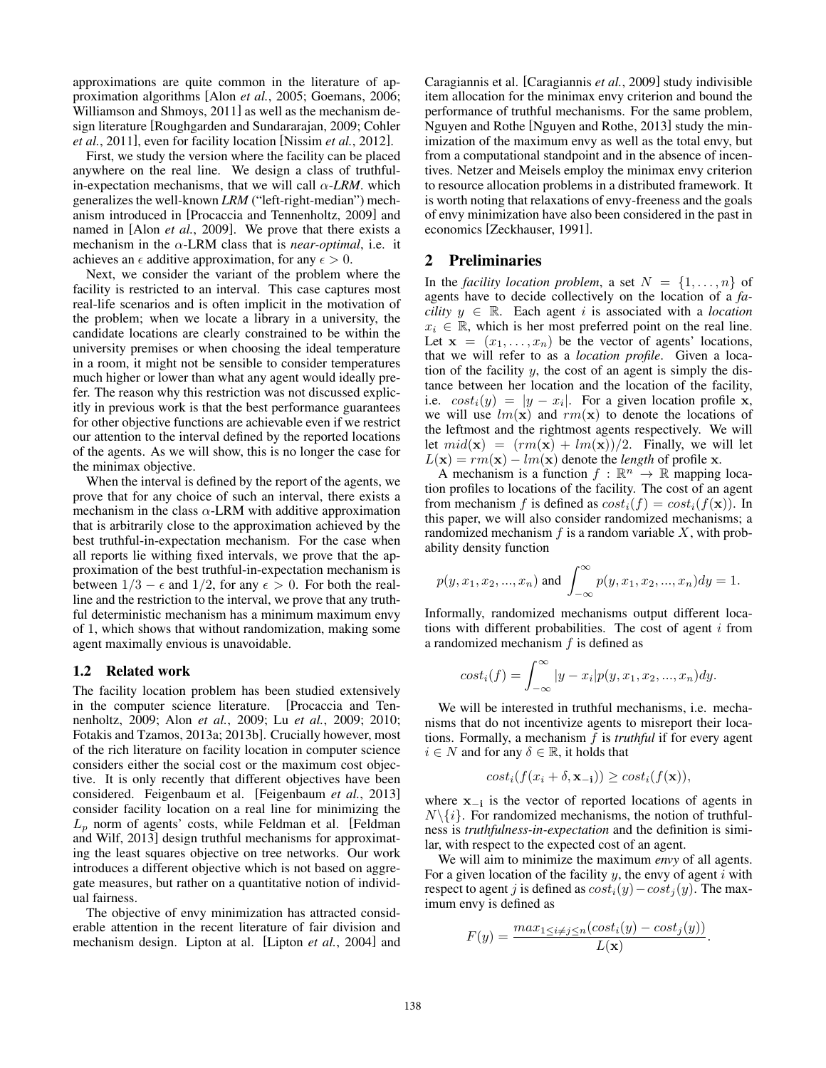approximations are quite common in the literature of approximation algorithms [Alon *et al.*, 2005; Goemans, 2006; Williamson and Shmoys, 2011] as well as the mechanism design literature [Roughgarden and Sundararajan, 2009; Cohler *et al.*, 2011], even for facility location [Nissim *et al.*, 2012].

First, we study the version where the facility can be placed anywhere on the real line. We design a class of truthful-in-expectation mechanisms, that we will call $\alpha$-*LRM*. which generalizes the well-known *LRM* ("left-right-median") mechanism introduced in [Procaccia and Tennenholtz, 2009] and named in [Alon *et al.*, 2009]. We prove that there exists a mechanism in the $\alpha$-LRM class that is *near-optimal*, i.e. it achieves an $\epsilon$ additive approximation, for any $\epsilon > 0$.

Next, we consider the variant of the problem where the facility is restricted to an interval. This case captures most real-life scenarios and is often implicit in the motivation of the problem; when we locate a library in a university, the candidate locations are clearly constrained to be within the university premises or when choosing the ideal temperature in a room, it might not be sensible to consider temperatures much higher or lower than what any agent would ideally prefer. The reason why this restriction was not discussed explicitly in previous work is that the best performance guarantees for other objective functions are achievable even if we restrict our attention to the interval defined by the reported locations of the agents. As we will show, this is no longer the case for the minimax objective.

When the interval is defined by the report of the agents, we prove that for any choice of such an interval, there exists a mechanism in the class $\alpha$-LRM with additive approximation that is arbitrarily close to the approximation achieved by the best truthful-in-expectation mechanism. For the case when all reports lie withing fixed intervals, we prove that the approximation of the best truthful-in-expectation mechanism is between $1/3 - \epsilon$ and $1/2$, for any $\epsilon > 0$. For both the real-line and the restriction to the interval, we prove that any truthful deterministic mechanism has a minimum maximum envy of 1, which shows that without randomization, making some agent maximally envious is unavoidable.

### 1.2 Related work

The facility location problem has been studied extensively in the computer science literature. [Procaccia and Tennenholtz, 2009; Alon *et al.*, 2009; Lu *et al.*, 2009; 2010; Fotakis and Tzamos, 2013a; 2013b]. Crucially however, most of the rich literature on facility location in computer science considers either the social cost or the maximum cost objective. It is only recently that different objectives have been considered. Feigenbaum et al. [Feigenbaum *et al.*, 2013] consider facility location on a real line for minimizing the $L_p$ norm of agents' costs, while Feldman et al. [Feldman and Wilf, 2013] design truthful mechanisms for approximating the least squares objective on tree networks. Our work introduces a different objective which is not based on aggregate measures, but rather on a quantitative notion of individual fairness.

The objective of envy minimization has attracted considerable attention in the recent literature of fair division and mechanism design. Lipton at al. [Lipton *et al.*, 2004] and Caragiannis et al. [Caragiannis *et al.*, 2009] study indivisible item allocation for the minimax envy criterion and bound the performance of truthful mechanisms. For the same problem, Nguyen and Rothe [Nguyen and Rothe, 2013] study the minimization of the maximum envy as well as the total envy, but from a computational standpoint and in the absence of incentives. Netzer and Meisels employ the minimax envy criterion to resource allocation problems in a distributed framework. It is worth noting that relaxations of envy-freeness and the goals of envy minimization have also been considered in the past in economics [Zeckhauser, 1991].

## 2 Preliminaries

In the *facility location problem*, a set $N = \{1, \ldots, n\}$ of agents have to decide collectively on the location of a *facility* $y \in \mathbb{R}$. Each agent $i$ is associated with a *location* $x_i \in \mathbb{R}$, which is her most preferred point on the real line. Let $\mathbf{x} = (x_1, \ldots, x_n)$ be the vector of agents' locations, that we will refer to as a *location profile*. Given a location of the facility $y$, the cost of an agent is simply the distance between her location and the location of the facility, i.e. $cost_i(y) = |y - x_i|$. For a given location profile $\mathbf{x}$, we will use $lm(\mathbf{x})$ and $rm(\mathbf{x})$ to denote the locations of the leftmost and the rightmost agents respectively. We will let $mid(\mathbf{x}) = (rm(\mathbf{x}) + lm(\mathbf{x}))/2$. Finally, we will let $L(\mathbf{x}) = rm(\mathbf{x}) - lm(\mathbf{x})$ denote the *length* of profile $\mathbf{x}$.

A mechanism is a function $f : \mathbb{R}^n \to \mathbb{R}$ mapping location profiles to locations of the facility. The cost of an agent from mechanism $f$ is defined as $cost_i(f) = cost_i(f(\mathbf{x}))$. In this paper, we will also consider randomized mechanisms; a randomized mechanism $f$ is a random variable $X$, with probability density function

$$p(y, x_1, x_2, ..., x_n) \text{ and } \int_{-\infty}^{\infty} p(y, x_1, x_2, ..., x_n)dy = 1.$$

Informally, randomized mechanisms output different locations with different probabilities. The cost of agent $i$ from a randomized mechanism $f$ is defined as

$$cost_i(f) = \int_{-\infty}^{\infty} |y - x_i| p(y, x_1, x_2, ..., x_n)dy.$$

We will be interested in truthful mechanisms, i.e. mechanisms that do not incentivize agents to misreport their locations. Formally, a mechanism $f$ is *truthful* if for every agent $i \in N$ and for any $\delta \in \mathbb{R}$, it holds that

$$cost_i(f(x_i + \delta, \mathbf{x_{-i}})) \geq cost_i(f(\mathbf{x})),$$

where $\mathbf{x_{-i}}$ is the vector of reported locations of agents in $N \backslash \{i\}$. For randomized mechanisms, the notion of truthfulness is *truthfulness-in-expectation* and the definition is similar, with respect to the expected cost of an agent.

We will aim to minimize the maximum *envy* of all agents. For a given location of the facility $y$, the envy of agent $i$ with respect to agent $j$ is defined as $cost_i(y) - cost_j(y)$. The maximum envy is defined as

$$F(y) = \frac{max_{1 \leq i \neq j \leq n}(cost_i(y) - cost_j(y))}{L(\mathbf{x})}.$$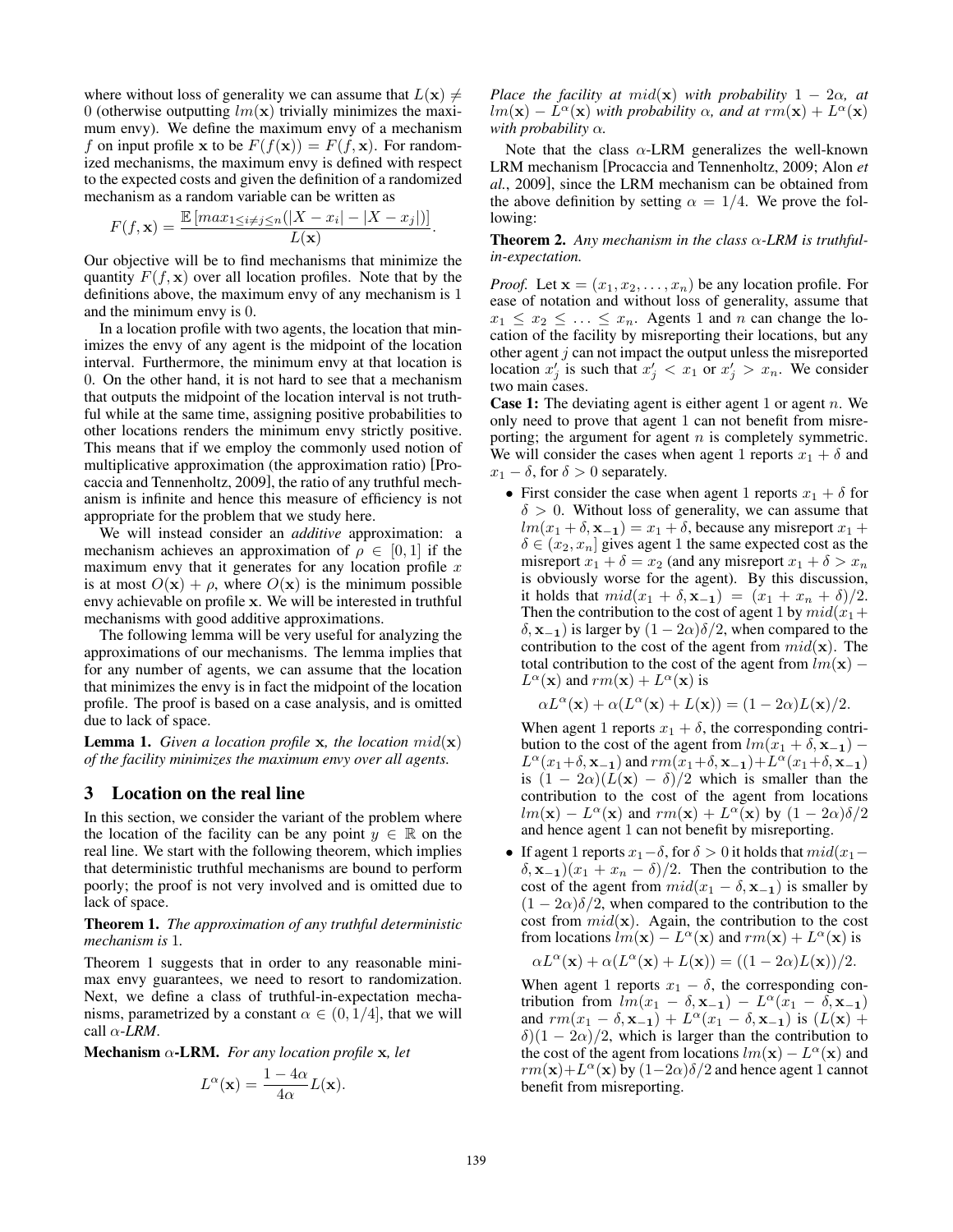where without loss of generality we can assume that $L(\mathbf{x}) \neq 0$ (otherwise outputting $lm(\mathbf{x})$ trivially minimizes the maximum envy). We define the maximum envy of a mechanism $f$ on input profile $\mathbf{x}$ to be $F(f(\mathbf{x})) = F(f, \mathbf{x})$. For randomized mechanisms, the maximum envy is defined with respect to the expected costs and given the definition of a randomized mechanism as a random variable can be written as

$$F(f, \mathbf{x}) = \frac{\mathbb{E}\left[max_{1 \leq i \neq j \leq n}(|X - x_i| - |X - x_j|)\right]}{L(\mathbf{x})}.$$

Our objective will be to find mechanisms that minimize the quantity $F(f, \mathbf{x})$ over all location profiles. Note that by the definitions above, the maximum envy of any mechanism is 1 and the minimum envy is 0.

In a location profile with two agents, the location that minimizes the envy of any agent is the midpoint of the location interval. Furthermore, the minimum envy at that location is 0. On the other hand, it is not hard to see that a mechanism that outputs the midpoint of the location interval is not truthful while at the same time, assigning positive probabilities to other locations renders the minimum envy strictly positive. This means that if we employ the commonly used notion of multiplicative approximation (the approximation ratio) [Procaccia and Tennenholtz, 2009], the ratio of any truthful mechanism is infinite and hence this measure of efficiency is not appropriate for the problem that we study here.

We will instead consider an *additive* approximation: a mechanism achieves an approximation of $\rho \in [0, 1]$ if the maximum envy that it generates for any location profile $x$ is at most $O(\mathbf{x}) + \rho$, where $O(\mathbf{x})$ is the minimum possible envy achievable on profile $\mathbf{x}$. We will be interested in truthful mechanisms with good additive approximations.

The following lemma will be very useful for analyzing the approximations of our mechanisms. The lemma implies that for any number of agents, we can assume that the location that minimizes the envy is in fact the midpoint of the location profile. The proof is based on a case analysis, and is omitted due to lack of space.

**Lemma 1.** *Given a location profile $\mathbf{x}$, the location $mid(\mathbf{x})$ of the facility minimizes the maximum envy over all agents.*

## 3 Location on the real line

In this section, we consider the variant of the problem where the location of the facility can be any point $y \in \mathbb{R}$ on the real line. We start with the following theorem, which implies that deterministic truthful mechanisms are bound to perform poorly; the proof is not very involved and is omitted due to lack of space.

**Theorem 1.** *The approximation of any truthful deterministic mechanism is 1.*

Theorem 1 suggests that in order to any reasonable minimax envy guarantees, we need to resort to randomization. Next, we define a class of truthful-in-expectation mechanisms, parametrized by a constant $\alpha \in (0, 1/4]$, that we will call *$\alpha$-LRM*.

**Mechanism $\alpha$-LRM.** *For any location profile $\mathbf{x}$, let*

$$L^{\alpha}(\mathbf{x}) = \frac{1 - 4\alpha}{4\alpha} L(\mathbf{x}).$$

*Place the facility at $mid(\mathbf{x})$ with probability $1 - 2\alpha$, at $lm(\mathbf{x}) - L^{\alpha}(\mathbf{x})$ with probability $\alpha$, and at $rm(\mathbf{x}) + L^{\alpha}(\mathbf{x})$ with probability $\alpha$.*

Note that the class $\alpha$-LRM generalizes the well-known LRM mechanism [Procaccia and Tennenholtz, 2009; Alon *et al.*, 2009], since the LRM mechanism can be obtained from the above definition by setting $\alpha = 1/4$. We prove the following:

**Theorem 2.** *Any mechanism in the class $\alpha$-LRM is truthful-in-expectation.*

*Proof.* Let $\mathbf{x} = (x_1, x_2, \ldots, x_n)$ be any location profile. For ease of notation and without loss of generality, assume that $x_1 \leq x_2 \leq \ldots \leq x_n$. Agents 1 and $n$ can change the location of the facility by misreporting their locations, but any other agent $j$ can not impact the output unless the misreported location $x'_j$ is such that $x'_j < x_1$ or $x'_j > x_n$. We consider two main cases.

**Case 1:** The deviating agent is either agent 1 or agent $n$. We only need to prove that agent 1 can not benefit from misreporting; the argument for agent $n$ is completely symmetric. We will consider the cases when agent 1 reports $x_1 + \delta$ and $x_1 - \delta$, for $\delta > 0$ separately.

- First consider the case when agent 1 reports $x_1 + \delta$ for $\delta > 0$. Without loss of generality, we can assume that $lm(x_1 + \delta, \mathbf{x_{-1}}) = x_1 + \delta$, because any misreport $x_1 + \delta \in (x_2, x_n]$ gives agent 1 the same expected cost as the misreport $x_1 + \delta = x_2$ (and any misreport $x_1 + \delta > x_n$ is obviously worse for the agent). By this discussion, it holds that $mid(x_1 + \delta, \mathbf{x_{-1}}) = (x_1 + x_n + \delta)/2$. Then the contribution to the cost of agent 1 by $mid(x_1 + \delta, \mathbf{x_{-1}})$ is larger by $(1 - 2\alpha)\delta/2$, when compared to the contribution to the cost of the agent from $mid(\mathbf{x})$. The total contribution to the cost of the agent from $lm(\mathbf{x}) - L^{\alpha}(\mathbf{x})$ and $rm(\mathbf{x}) + L^{\alpha}(\mathbf{x})$ is

$$\alpha L^{\alpha}(\mathbf{x}) + \alpha(L^{\alpha}(\mathbf{x}) + L(\mathbf{x})) = (1 - 2\alpha)L(\mathbf{x})/2.$$

When agent 1 reports $x_1 + \delta$, the corresponding contribution to the cost of the agent from $lm(x_1 + \delta, \mathbf{x_{-1}}) - L^{\alpha}(x_1 + \delta, \mathbf{x_{-1}})$ and $rm(x_1 + \delta, \mathbf{x_{-1}}) + L^{\alpha}(x_1 + \delta, \mathbf{x_{-1}})$ is $(1 - 2\alpha)(L(\mathbf{x}) - \delta)/2$ which is smaller than the contribution to the cost of the agent from locations $lm(\mathbf{x}) - L^{\alpha}(\mathbf{x})$ and $rm(\mathbf{x}) + L^{\alpha}(\mathbf{x})$ by $(1 - 2\alpha)\delta/2$ and hence agent 1 can not benefit by misreporting.

- If agent 1 reports $x_1 - \delta$, for $\delta > 0$ it holds that $mid(x_1 - \delta, \mathbf{x_{-1}})(x_1 + x_n - \delta)/2$. Then the contribution to the cost of the agent from $mid(x_1 - \delta, \mathbf{x_{-1}})$ is smaller by $(1 - 2\alpha)\delta/2$, when compared to the contribution to the cost from $mid(\mathbf{x})$. Again, the contribution to the cost from locations $lm(\mathbf{x}) - L^{\alpha}(\mathbf{x})$ and $rm(\mathbf{x}) + L^{\alpha}(\mathbf{x})$ is

$$\alpha L^{\alpha}(\mathbf{x}) + \alpha(L^{\alpha}(\mathbf{x}) + L(\mathbf{x})) = ((1 - 2\alpha)L(\mathbf{x}))/2.$$

When agent 1 reports $x_1 - \delta$, the corresponding contribution from $lm(x_1 - \delta, \mathbf{x_{-1}}) - L^{\alpha}(x_1 - \delta, \mathbf{x_{-1}})$ and $rm(x_1 - \delta, \mathbf{x_{-1}}) + L^{\alpha}(x_1 - \delta, \mathbf{x_{-1}})$ is $(L(\mathbf{x}) + \delta)(1 - 2\alpha)/2$, which is larger than the contribution to the cost of the agent from locations $lm(\mathbf{x}) - L^{\alpha}(\mathbf{x})$ and $rm(\mathbf{x}) + L^{\alpha}(\mathbf{x})$ by $(1 - 2\alpha)\delta/2$ and hence agent 1 cannot benefit from misreporting.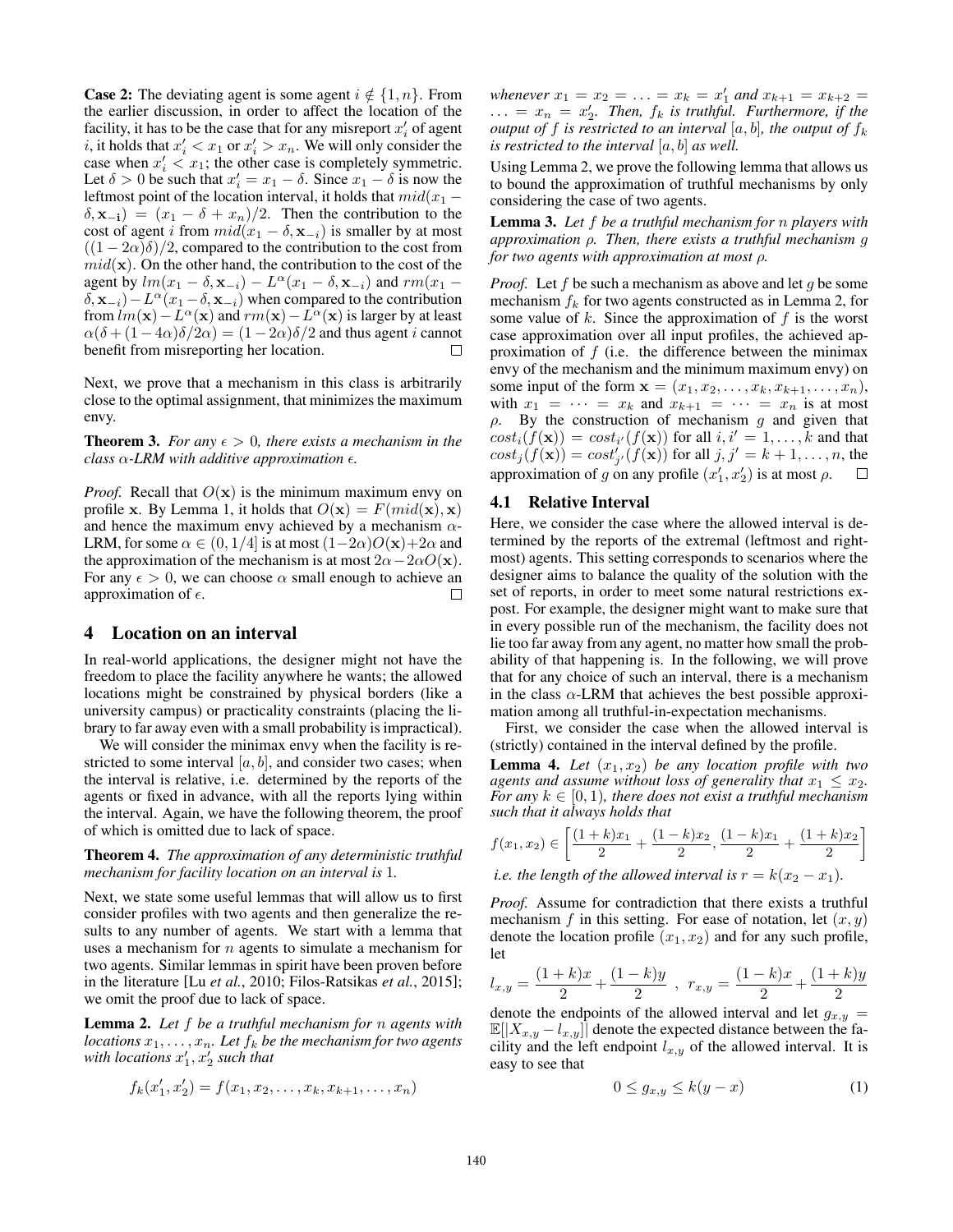**Case 2:** The deviating agent is some agent $i \notin \{1, n\}$. From the earlier discussion, in order to affect the location of the facility, it has to be the case that for any misreport $x_i'$ of agent $i$, it holds that $x_i' < x_1$ or $x_i' > x_n$. We will only consider the case when $x_i' < x_1$; the other case is completely symmetric. Let $\delta > 0$ be such that $x_i' = x_1 - \delta$. Since $x_1 - \delta$ is now the leftmost point of the location interval, it holds that $mid(x_1 - \delta, \mathbf{x_{-i}}) = (x_1 - \delta + x_n)/2$. Then the contribution to the cost of agent $i$ from $mid(x_1 - \delta, \mathbf{x}_{-i})$ is smaller by at most $((1-2\alpha)\delta)/2$, compared to the contribution to the cost from $mid(\mathbf{x})$. On the other hand, the contribution to the cost of the agent by $lm(x_1 - \delta, \mathbf{x}_{-i}) - L^\alpha(x_1 - \delta, \mathbf{x}_{-i})$ and $rm(x_1 - \delta, \mathbf{x}_{-i}) - L^\alpha(x_1 - \delta, \mathbf{x}_{-i})$ when compared to the contribution from $lm(\mathbf{x}) - L^\alpha(\mathbf{x})$ and $rm(\mathbf{x}) - L^\alpha(\mathbf{x})$ is larger by at least $\alpha(\delta + (1-4\alpha)\delta/2\alpha) = (1-2\alpha)\delta/2$ and thus agent $i$ cannot benefit from misreporting her location. □

Next, we prove that a mechanism in this class is arbitrarily close to the optimal assignment, that minimizes the maximum envy.

**Theorem 3.** *For any $\epsilon > 0$, there exists a mechanism in the class $\alpha$-LRM with additive approximation $\epsilon$.*

*Proof.* Recall that $O(\mathbf{x})$ is the minimum maximum envy on profile $\mathbf{x}$. By Lemma 1, it holds that $O(\mathbf{x}) = F(mid(\mathbf{x}), \mathbf{x})$ and hence the maximum envy achieved by a mechanism $\alpha$-LRM, for some $\alpha \in (0, 1/4]$ is at most $(1-2\alpha)O(\mathbf{x}) + 2\alpha$ and the approximation of the mechanism is at most $2\alpha - 2\alpha O(\mathbf{x})$. For any $\epsilon > 0$, we can choose $\alpha$ small enough to achieve an approximation of $\epsilon$. □

## 4 Location on an interval

In real-world applications, the designer might not have the freedom to place the facility anywhere he wants; the allowed locations might be constrained by physical borders (like a university campus) or practicality constraints (placing the library to far away even with a small probability is impractical).

We will consider the minimax envy when the facility is restricted to some interval $[a, b]$, and consider two cases; when the interval is relative, i.e. determined by the reports of the agents or fixed in advance, with all the reports lying within the interval. Again, we have the following theorem, the proof of which is omitted due to lack of space.

**Theorem 4.** *The approximation of any deterministic truthful mechanism for facility location on an interval is* 1.

Next, we state some useful lemmas that will allow us to first consider profiles with two agents and then generalize the results to any number of agents. We start with a lemma that uses a mechanism for $n$ agents to simulate a mechanism for two agents. Similar lemmas in spirit have been proven before in the literature [Lu *et al.*, 2010; Filos-Ratsikas *et al.*, 2015]; we omit the proof due to lack of space.

**Lemma 2.** *Let $f$ be a truthful mechanism for $n$ agents with locations $x_1, \ldots, x_n$. Let $f_k$ be the mechanism for two agents with locations $x_1', x_2'$ such that*

$$f_k(x_1', x_2') = f(x_1, x_2, \ldots, x_k, x_{k+1}, \ldots, x_n)$$

*whenever $x_1 = x_2 = \ldots = x_k = x_1'$ and $x_{k+1} = x_{k+2} = \ldots = x_n = x_2'$. Then, $f_k$ is truthful. Furthermore, if the output of $f$ is restricted to an interval $[a, b]$, the output of $f_k$ is restricted to the interval $[a, b]$ as well.*

Using Lemma 2, we prove the following lemma that allows us to bound the approximation of truthful mechanisms by only considering the case of two agents.

**Lemma 3.** *Let $f$ be a truthful mechanism for $n$ players with approximation $\rho$. Then, there exists a truthful mechanism $g$ for two agents with approximation at most $\rho$.*

*Proof.* Let $f$ be such a mechanism as above and let $g$ be some mechanism $f_k$ for two agents constructed as in Lemma 2, for some value of $k$. Since the approximation of $f$ is the worst case approximation over all input profiles, the achieved approximation of $f$ (i.e. the difference between the minimax envy of the mechanism and the minimum maximum envy) on some input of the form $\mathbf{x} = (x_1, x_2, \ldots, x_k, x_{k+1}, \ldots, x_n)$, with $x_1 = \cdots = x_k$ and $x_{k+1} = \cdots = x_n$ is at most $\rho$. By the construction of mechanism $g$ and given that $cost_i(f(\mathbf{x})) = cost_{i'}(f(\mathbf{x}))$ for all $i, i' = 1, \ldots, k$ and that $cost_j(f(\mathbf{x})) = cost_{j'}'(f(\mathbf{x}))$ for all $j, j' = k+1, \ldots, n$, the approximation of $g$ on any profile $(x_1', x_2')$ is at most $\rho$. □

### 4.1 Relative Interval

Here, we consider the case where the allowed interval is determined by the reports of the extremal (leftmost and rightmost) agents. This setting corresponds to scenarios where the designer aims to balance the quality of the solution with the set of reports, in order to meet some natural restrictions ex-post. For example, the designer might want to make sure that in every possible run of the mechanism, the facility does not lie too far away from any agent, no matter how small the probability of that happening is. In the following, we will prove that for any choice of such an interval, there is a mechanism in the class $\alpha$-LRM that achieves the best possible approximation among all truthful-in-expectation mechanisms.

First, we consider the case when the allowed interval is (strictly) contained in the interval defined by the profile.

**Lemma 4.** *Let $(x_1, x_2)$ be any location profile with two agents and assume without loss of generality that $x_1 \leq x_2$. For any $k \in [0, 1)$, there does not exist a truthful mechanism such that it always holds that*

$$f(x_1, x_2) \in \left[\frac{(1+k)x_1}{2} + \frac{(1-k)x_2}{2}, \frac{(1-k)x_1}{2} + \frac{(1+k)x_2}{2}\right]$$

*i.e. the length of the allowed interval is $r = k(x_2 - x_1)$.*

*Proof.* Assume for contradiction that there exists a truthful mechanism $f$ in this setting. For ease of notation, let $(x, y)$ denote the location profile $(x_1, x_2)$ and for any such profile, let

$$l_{x,y} = \frac{(1+k)x}{2} + \frac{(1-k)y}{2} \ , \ r_{x,y} = \frac{(1-k)x}{2} + \frac{(1+k)y}{2}$$

denote the endpoints of the allowed interval and let $g_{x,y} = \mathbb{E}[|X_{x,y} - l_{x,y}|]$ denote the expected distance between the facility and the left endpoint $l_{x,y}$ of the allowed interval. It is easy to see that

$$0 \leq g_{x,y} \leq k(y - x) \tag{1}$$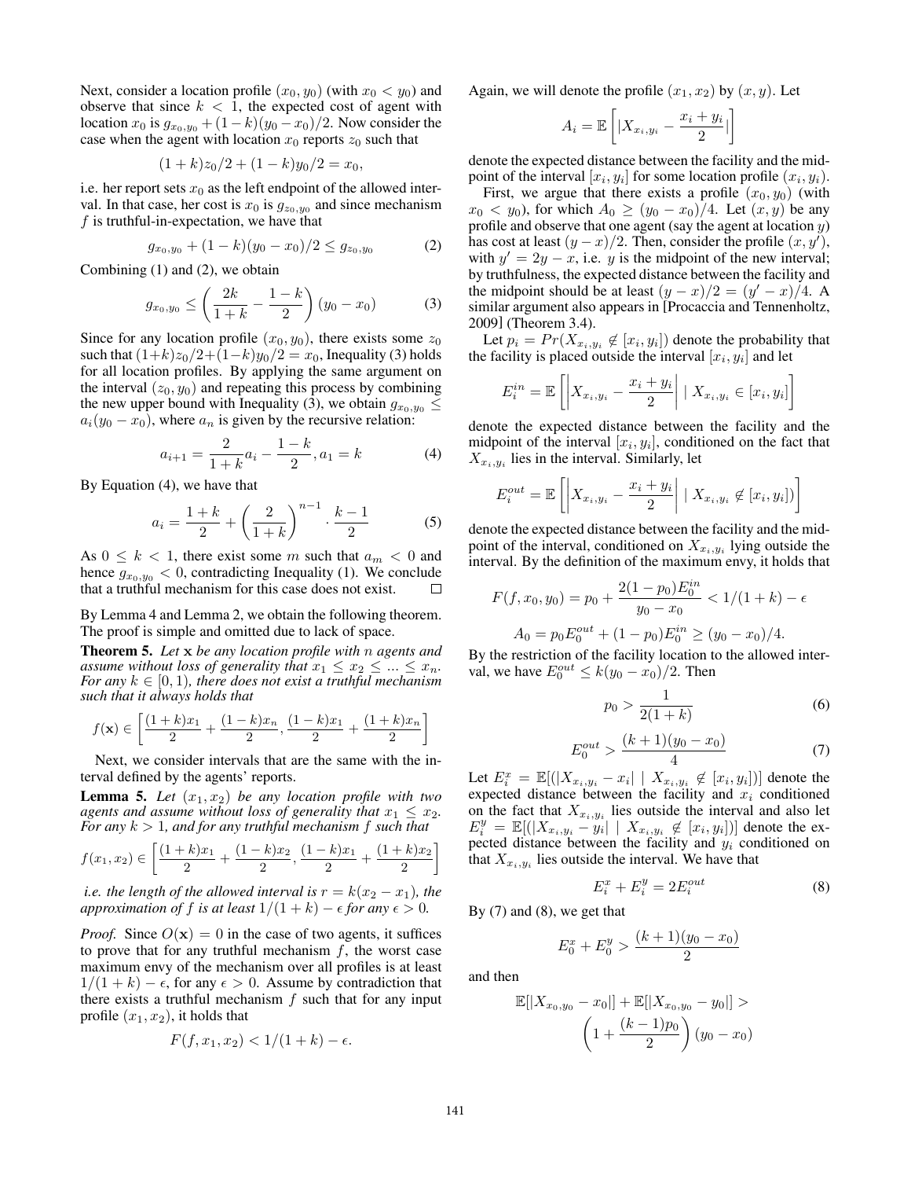Next, consider a location profile $(x_0, y_0)$ (with $x_0 < y_0$) and observe that since $k < 1$, the expected cost of agent with location $x_0$ is $g_{x_0,y_0} + (1-k)(y_0 - x_0)/2$. Now consider the case when the agent with location $x_0$ reports $z_0$ such that

$$(1+k)z_0/2 + (1-k)y_0/2 = x_0,$$

i.e. her report sets $x_0$ as the left endpoint of the allowed interval. In that case, her cost is $x_0$ is $g_{z_0,y_0}$ and since mechanism $f$ is truthful-in-expectation, we have that

$$g_{x_0,y_0} + (1-k)(y_0 - x_0)/2 \leq g_{z_0,y_0} \tag{2}$$

Combining (1) and (2), we obtain

$$g_{x_0,y_0} \leq \left(\frac{2k}{1+k} - \frac{1-k}{2}\right)(y_0 - x_0) \tag{3}$$

Since for any location profile $(x_0, y_0)$, there exists some $z_0$ such that $(1+k)z_0/2 + (1-k)y_0/2 = x_0$, Inequality (3) holds for all location profiles. By applying the same argument on the interval $(z_0, y_0)$ and repeating this process by combining the new upper bound with Inequality (3), we obtain $g_{x_0,y_0} \leq a_i(y_0 - x_0)$, where $a_n$ is given by the recursive relation:

$$a_{i+1} = \frac{2}{1+k}a_i - \frac{1-k}{2}, a_1 = k \tag{4}$$

By Equation (4), we have that

$$a_i = \frac{1+k}{2} + \left(\frac{2}{1+k}\right)^{n-1} \cdot \frac{k-1}{2} \tag{5}$$

As $0 \leq k < 1$, there exist some $m$ such that $a_m < 0$ and hence $g_{x_0,y_0} < 0$, contradicting Inequality (1). We conclude that a truthful mechanism for this case does not exist. □

By Lemma 4 and Lemma 2, we obtain the following theorem. The proof is simple and omitted due to lack of space.

**Theorem 5.** *Let* $\mathbf{x}$ *be any location profile with* $n$ *agents and assume without loss of generality that* $x_1 \leq x_2 \leq ... \leq x_n$. *For any* $k \in [0, 1)$*, there does not exist a truthful mechanism such that it always holds that*

$$f(\mathbf{x}) \in \left[\frac{(1+k)x_1}{2} + \frac{(1-k)x_n}{2}, \frac{(1-k)x_1}{2} + \frac{(1+k)x_n}{2}\right]$$

Next, we consider intervals that are the same with the interval defined by the agents' reports.

**Lemma 5.** *Let* $(x_1, x_2)$ *be any location profile with two agents and assume without loss of generality that* $x_1 \leq x_2$. *For any* $k > 1$*, and for any truthful mechanism* $f$ *such that*

$$f(x_1, x_2) \in \left[\frac{(1+k)x_1}{2} + \frac{(1-k)x_2}{2}, \frac{(1-k)x_1}{2} + \frac{(1+k)x_2}{2}\right]$$

*i.e. the length of the allowed interval is* $r = k(x_2 - x_1)$*, the approximation of* $f$ *is at least* $1/(1+k) - \epsilon$ *for any* $\epsilon > 0$.

*Proof.* Since $O(\mathbf{x}) = 0$ in the case of two agents, it suffices to prove that for any truthful mechanism $f$, the worst case maximum envy of the mechanism over all profiles is at least $1/(1+k) - \epsilon$, for any $\epsilon > 0$. Assume by contradiction that there exists a truthful mechanism $f$ such that for any input profile $(x_1, x_2)$, it holds that

$$F(f, x_1, x_2) < 1/(1+k) - \epsilon.$$

Again, we will denote the profile $(x_1, x_2)$ by $(x, y)$. Let

$$A_i = \mathbb{E}\left[|X_{x_i,y_i} - \frac{x_i + y_i}{2}|\right]$$

denote the expected distance between the facility and the midpoint of the interval $[x_i, y_i]$ for some location profile $(x_i, y_i)$.

First, we argue that there exists a profile $(x_0, y_0)$ (with $x_0 < y_0$), for which $A_0 \geq (y_0 - x_0)/4$. Let $(x, y)$ be any profile and observe that one agent (say the agent at location $y$) has cost at least $(y - x)/2$. Then, consider the profile $(x, y')$, with $y' = 2y - x$, i.e. $y$ is the midpoint of the new interval; by truthfulness, the expected distance between the facility and the midpoint should be at least $(y - x)/2 = (y' - x)/4$. A similar argument also appears in [Procaccia and Tennenholtz, 2009] (Theorem 3.4).

Let $p_i = Pr(X_{x_i,y_i} \notin [x_i, y_i])$ denote the probability that the facility is placed outside the interval $[x_i, y_i]$ and let

$$E_i^{in} = \mathbb{E}\left[\left|X_{x_i,y_i} - \frac{x_i + y_i}{2}\right| \mid X_{x_i,y_i} \in [x_i, y_i]\right]$$

denote the expected distance between the facility and the midpoint of the interval $[x_i, y_i]$, conditioned on the fact that $X_{x_i,y_i}$ lies in the interval. Similarly, let

$$E_i^{out} = \mathbb{E}\left[\left|X_{x_i,y_i} - \frac{x_i + y_i}{2}\right| \mid X_{x_i,y_i} \notin [x_i, y_i])\right]$$

denote the expected distance between the facility and the midpoint of the interval, conditioned on $X_{x_i,y_i}$ lying outside the interval. By the definition of the maximum envy, it holds that

$$F(f, x_0, y_0) = p_0 + \frac{2(1-p_0)E_0^{in}}{y_0 - x_0} < 1/(1+k) - \epsilon$$

$$A_0 = p_0 E_0^{out} + (1-p_0)E_0^{in} \geq (y_0 - x_0)/4.$$

By the restriction of the facility location to the allowed interval, we have $E_0^{out} \leq k(y_0 - x_0)/2$. Then

$$p_0 > \frac{1}{2(1+k)} \tag{6}$$

$$E_0^{out} > \frac{(k+1)(y_0 - x_0)}{4} \tag{7}$$

Let $E_i^x = \mathbb{E}[(|X_{x_i,y_i} - x_i| \mid X_{x_i,y_i} \notin [x_i, y_i])]$ denote the expected distance between the facility and $x_i$ conditioned on the fact that $X_{x_i,y_i}$ lies outside the interval and also let $E_i^y = \mathbb{E}[(|X_{x_i,y_i} - y_i| \mid X_{x_i,y_i} \notin [x_i, y_i])]$ denote the expected distance between the facility and $y_i$ conditioned on that $X_{x_i,y_i}$ lies outside the interval. We have that

$$E_i^x + E_i^y = 2E_i^{out} \tag{8}$$

By (7) and (8), we get that

$$E_0^x + E_0^y > \frac{(k+1)(y_0 - x_0)}{2}$$

and then

$$\mathbb{E}[|X_{x_0,y_0} - x_0|] + \mathbb{E}[|X_{x_0,y_0} - y_0|] > \left(1 + \frac{(k-1)p_0}{2}\right)(y_0 - x_0)$$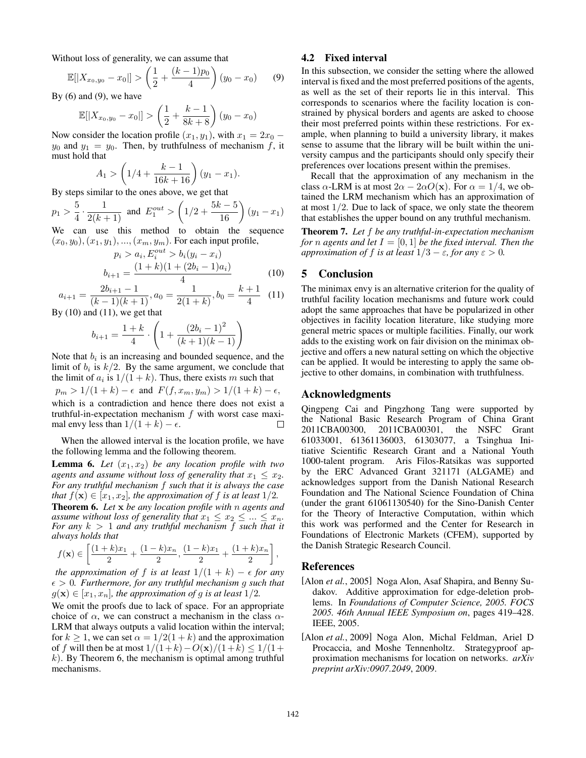Without loss of generality, we can assume that

$$\mathbb{E}[|X_{x_0,y_0} - x_0|] > \left(\frac{1}{2} + \frac{(k-1)p_0}{4}\right)(y_0 - x_0) \qquad (9)$$

By (6) and (9), we have

$$\mathbb{E}[|X_{x_0,y_0} - x_0|] > \left(\frac{1}{2} + \frac{k-1}{8k+8}\right)(y_0 - x_0)$$

Now consider the location profile $(x_1, y_1)$, with $x_1 = 2x_0 - y_0$ and $y_1 = y_0$. Then, by truthfulness of mechanism $f$, it must hold that

$$A_1 > \left(1/4 + \frac{k-1}{16k+16}\right)(y_1 - x_1).$$

By steps similar to the ones above, we get that

$$p_1 > \frac{5}{4} \cdot \frac{1}{2(k+1)} \text{ and } E_1^{out} > \left(1/2 + \frac{5k-5}{16}\right)(y_1 - x_1)$$

We can use this method to obtain the sequence $(x_0, y_0), (x_1, y_1), ..., (x_m, y_m)$. For each input profile,

$$p_i > a_i, E_i^{out} > b_i(y_i - x_i)$$

$$b_{i+1} = \frac{(1+k)(1+(2b_i-1)a_i)}{4} \qquad (10)$$

$$a_{i+1} = \frac{2b_{i+1}-1}{(k-1)(k+1)}, a_0 = \frac{1}{2(1+k)}, b_0 = \frac{k+1}{4} \qquad (11)$$

By (10) and (11), we get that

$$b_{i+1} = \frac{1+k}{4} \cdot \left(1 + \frac{(2b_i-1)^2}{(k+1)(k-1)}\right)$$

Note that $b_i$ is an increasing and bounded sequence, and the limit of $b_i$ is $k/2$. By the same argument, we conclude that the limit of $a_i$ is $1/(1+k)$. Thus, there exists $m$ such that

$$p_m > 1/(1+k) - \epsilon \text{ and } F(f, x_m, y_m) > 1/(1+k) - \epsilon,$$

which is a contradiction and hence there does not exist a truthful-in-expectation mechanism $f$ with worst case maximal envy less than $1/(1+k) - \epsilon$. □

When the allowed interval is the location profile, we have the following lemma and the following theorem.

**Lemma 6.** *Let $(x_1, x_2)$ be any location profile with two agents and assume without loss of generality that $x_1 \leq x_2$. For any truthful mechanism $f$ such that it is always the case that $f(\mathbf{x}) \in [x_1, x_2]$, the approximation of $f$ is at least $1/2$.*

**Theorem 6.** *Let $\mathbf{x}$ be any location profile with $n$ agents and assume without loss of generality that $x_1 \leq x_2 \leq ... \leq x_n$. For any $k > 1$ and any truthful mechanism $f$ such that it always holds that*

$$f(\mathbf{x}) \in \left[\frac{(1+k)x_1}{2} + \frac{(1-k)x_n}{2}, \frac{(1-k)x_1}{2} + \frac{(1+k)x_n}{2}\right],$$

*the approximation of $f$ is at least $1/(1+k) - \epsilon$ for any $\epsilon > 0$. Furthermore, for any truthful mechanism $g$ such that $g(\mathbf{x}) \in [x_1, x_n]$, the approximation of $g$ is at least $1/2$.*

We omit the proofs due to lack of space. For an appropriate choice of $\alpha$, we can construct a mechanism in the class $\alpha$-LRM that always outputs a valid location within the interval; for $k \geq 1$, we can set $\alpha = 1/2(1+k)$ and the approximation of $f$ will then be at most $1/(1+k) - O(\mathbf{x})/(1+k) \leq 1/(1+k)$. By Theorem 6, the mechanism is optimal among truthful mechanisms.

### 4.2 Fixed interval

In this subsection, we consider the setting where the allowed interval is fixed and the most preferred positions of the agents, as well as the set of their reports lie in this interval. This corresponds to scenarios where the facility location is constrained by physical borders and agents are asked to choose their most preferred points within these restrictions. For example, when planning to build a university library, it makes sense to assume that the library will be built within the university campus and the participants should only specify their preferences over locations present within the premises.

Recall that the approximation of any mechanism in the class $\alpha$-LRM is at most $2\alpha - 2\alpha O(\mathbf{x})$. For $\alpha = 1/4$, we obtained the LRM mechanism which has an approximation of at most $1/2$. Due to lack of space, we only state the theorem that establishes the upper bound on any truthful mechanism.

**Theorem 7.** *Let $f$ be any truthful-in-expectation mechanism for $n$ agents and let $I = [0, 1]$ be the fixed interval. Then the approximation of $f$ is at least $1/3 - \varepsilon$, for any $\varepsilon > 0$.*

## 5 Conclusion

The minimax envy is an alternative criterion for the quality of truthful facility location mechanisms and future work could adopt the same approaches that have be popularized in other objectives in facility location literature, like studying more general metric spaces or multiple facilities. Finally, our work adds to the existing work on fair division on the minimax objective and offers a new natural setting on which the objective can be applied. It would be interesting to apply the same objective to other domains, in combination with truthfulness.

## Acknowledgments

Qingpeng Cai and Pingzhong Tang were supported by the National Basic Research Program of China Grant 2011CBA00300, 2011CBA00301, the NSFC Grant 61033001, 61361136003, 61303077, a Tsinghua Initiative Scientific Research Grant and a National Youth 1000-talent program. Aris Filos-Ratsikas was supported by the ERC Advanced Grant 321171 (ALGAME) and acknowledges support from the Danish National Research Foundation and The National Science Foundation of China (under the grant 61061130540) for the Sino-Danish Center for the Theory of Interactive Computation, within which this work was performed and the Center for Research in Foundations of Electronic Markets (CFEM), supported by the Danish Strategic Research Council.

## References

[Alon *et al.*, 2005] Noga Alon, Asaf Shapira, and Benny Sudakov. Additive approximation for edge-deletion problems. In *Foundations of Computer Science, 2005. FOCS 2005. 46th Annual IEEE Symposium on*, pages 419–428. IEEE, 2005.

[Alon *et al.*, 2009] Noga Alon, Michal Feldman, Ariel D Procaccia, and Moshe Tennenholtz. Strategyproof approximation mechanisms for location on networks. *arXiv preprint arXiv:0907.2049*, 2009.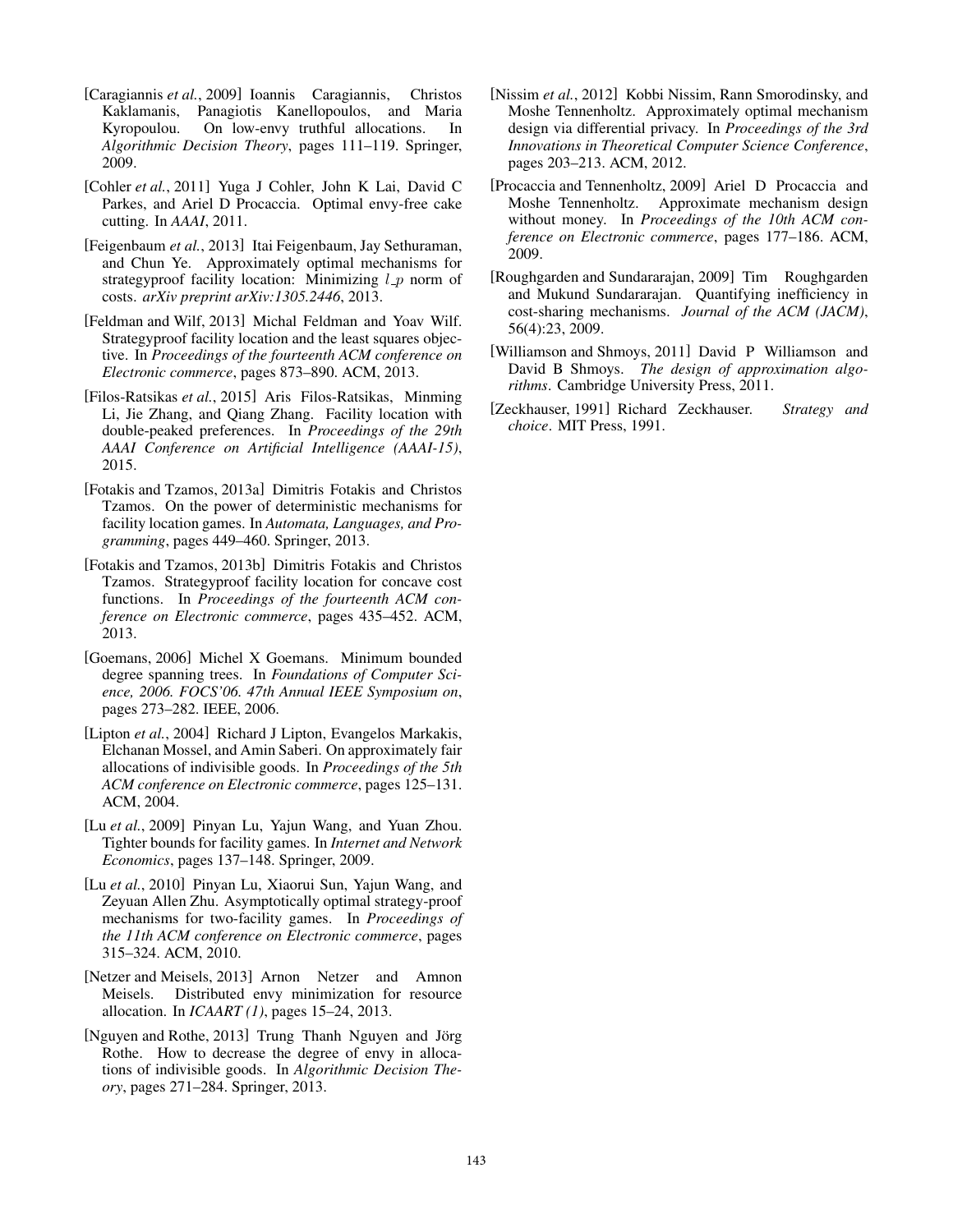[Caragiannis *et al.*, 2009] Ioannis Caragiannis, Christos Kaklamanis, Panagiotis Kanellopoulos, and Maria Kyropoulou. On low-envy truthful allocations. In *Algorithmic Decision Theory*, pages 111–119. Springer, 2009.

[Cohler *et al.*, 2011] Yuga J Cohler, John K Lai, David C Parkes, and Ariel D Procaccia. Optimal envy-free cake cutting. In *AAAI*, 2011.

[Feigenbaum *et al.*, 2013] Itai Feigenbaum, Jay Sethuraman, and Chun Ye. Approximately optimal mechanisms for strategyproof facility location: Minimizing $l\_p$ norm of costs. *arXiv preprint arXiv:1305.2446*, 2013.

[Feldman and Wilf, 2013] Michal Feldman and Yoav Wilf. Strategyproof facility location and the least squares objective. In *Proceedings of the fourteenth ACM conference on Electronic commerce*, pages 873–890. ACM, 2013.

[Filos-Ratsikas *et al.*, 2015] Aris Filos-Ratsikas, Minming Li, Jie Zhang, and Qiang Zhang. Facility location with double-peaked preferences. In *Proceedings of the 29th AAAI Conference on Artificial Intelligence (AAAI-15)*, 2015.

[Fotakis and Tzamos, 2013a] Dimitris Fotakis and Christos Tzamos. On the power of deterministic mechanisms for facility location games. In *Automata, Languages, and Programming*, pages 449–460. Springer, 2013.

[Fotakis and Tzamos, 2013b] Dimitris Fotakis and Christos Tzamos. Strategyproof facility location for concave cost functions. In *Proceedings of the fourteenth ACM conference on Electronic commerce*, pages 435–452. ACM, 2013.

[Goemans, 2006] Michel X Goemans. Minimum bounded degree spanning trees. In *Foundations of Computer Science, 2006. FOCS'06. 47th Annual IEEE Symposium on*, pages 273–282. IEEE, 2006.

[Lipton *et al.*, 2004] Richard J Lipton, Evangelos Markakis, Elchanan Mossel, and Amin Saberi. On approximately fair allocations of indivisible goods. In *Proceedings of the 5th ACM conference on Electronic commerce*, pages 125–131. ACM, 2004.

[Lu *et al.*, 2009] Pinyan Lu, Yajun Wang, and Yuan Zhou. Tighter bounds for facility games. In *Internet and Network Economics*, pages 137–148. Springer, 2009.

[Lu *et al.*, 2010] Pinyan Lu, Xiaorui Sun, Yajun Wang, and Zeyuan Allen Zhu. Asymptotically optimal strategy-proof mechanisms for two-facility games. In *Proceedings of the 11th ACM conference on Electronic commerce*, pages 315–324. ACM, 2010.

[Netzer and Meisels, 2013] Arnon Netzer and Amnon Meisels. Distributed envy minimization for resource allocation. In *ICAART (1)*, pages 15–24, 2013.

[Nguyen and Rothe, 2013] Trung Thanh Nguyen and Jörg Rothe. How to decrease the degree of envy in allocations of indivisible goods. In *Algorithmic Decision Theory*, pages 271–284. Springer, 2013.

[Nissim *et al.*, 2012] Kobbi Nissim, Rann Smorodinsky, and Moshe Tennenholtz. Approximately optimal mechanism design via differential privacy. In *Proceedings of the 3rd Innovations in Theoretical Computer Science Conference*, pages 203–213. ACM, 2012.

[Procaccia and Tennenholtz, 2009] Ariel D Procaccia and Moshe Tennenholtz. Approximate mechanism design without money. In *Proceedings of the 10th ACM conference on Electronic commerce*, pages 177–186. ACM, 2009.

[Roughgarden and Sundararajan, 2009] Tim Roughgarden and Mukund Sundararajan. Quantifying inefficiency in cost-sharing mechanisms. *Journal of the ACM (JACM)*, 56(4):23, 2009.

[Williamson and Shmoys, 2011] David P Williamson and David B Shmoys. *The design of approximation algorithms*. Cambridge University Press, 2011.

[Zeckhauser, 1991] Richard Zeckhauser. *Strategy and choice*. MIT Press, 1991.